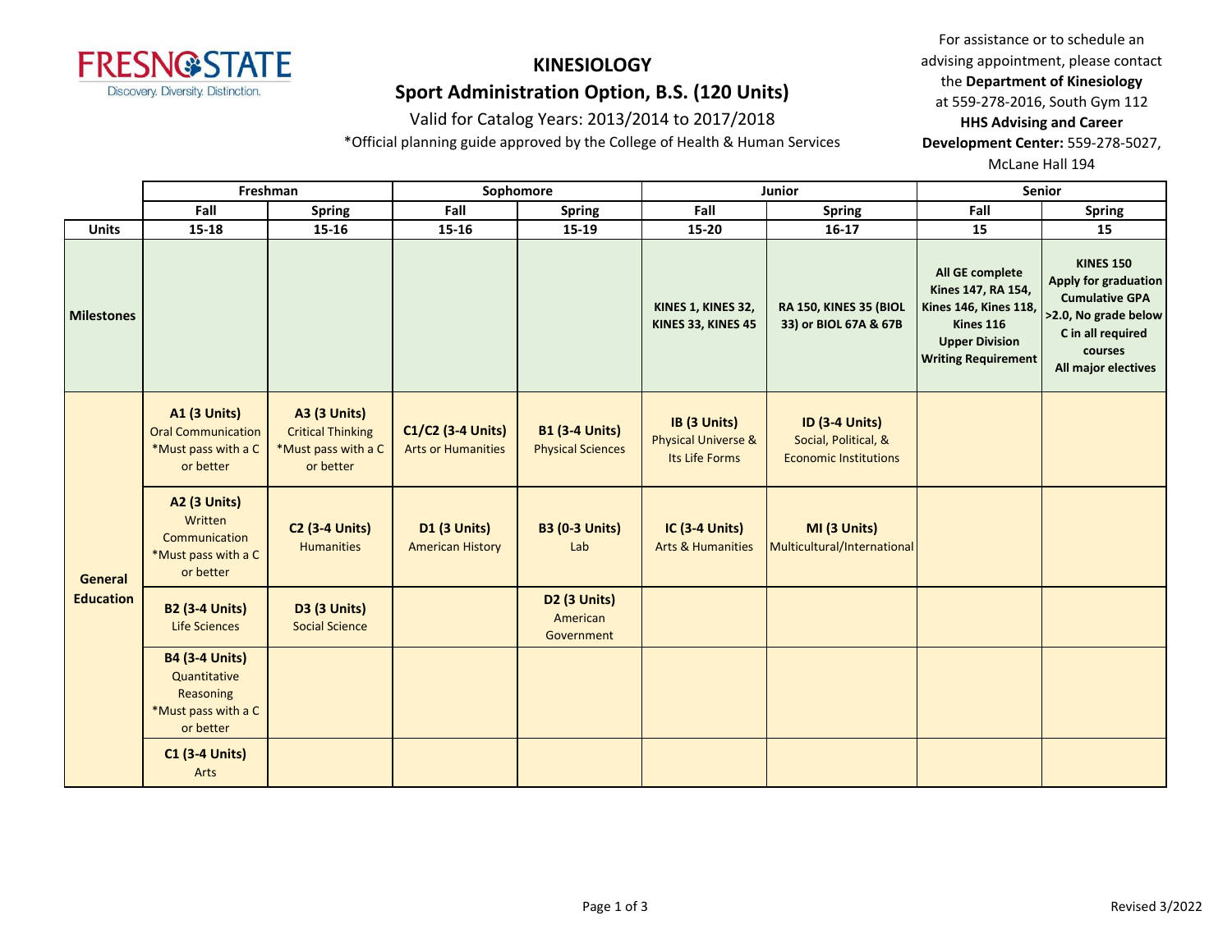FRESNO STATE
Discovery. Diversity. Distinction.

# KINESIOLOGY

## Sport Administration Option, B.S. (120 Units)

Valid for Catalog Years: 2013/2014 to 2017/2018

*Official planning guide approved by the College of Health & Human Services

For assistance or to schedule an advising appointment, please contact the **Department of Kinesiology** at 559-278-2016, South Gym 112
**HHS Advising and Career Development Center:** 559-278-5027, McLane Hall 194

| | Freshman | | Sophomore | | Junior | | Senior | |
|---|---|---|---|---|---|---|---|---|
| | **Fall** | **Spring** | **Fall** | **Spring** | **Fall** | **Spring** | **Fall** | **Spring** |
| **Units** | **15-18** | **15-16** | **15-16** | **15-19** | **15-20** | **16-17** | **15** | **15** |
| **Milestones** | | | | | **KINES 1, KINES 32, KINES 33, KINES 45** | **RA 150, KINES 35 (BIOL 33) or BIOL 67A & 67B** | **All GE complete Kines 147, RA 154, Kines 146, Kines 118, Kines 116 Upper Division Writing Requirement** | **KINES 150 Apply for graduation Cumulative GPA >2.0, No grade below C in all required courses All major electives** |
| **General Education** | **A1 (3 Units)** Oral Communication *Must pass with a C or better | **A3 (3 Units)** Critical Thinking *Must pass with a C or better | **C1/C2 (3-4 Units)** Arts or Humanities | **B1 (3-4 Units)** Physical Sciences | **IB (3 Units)** Physical Universe & Its Life Forms | **ID (3-4 Units)** Social, Political, & Economic Institutions | | |
| | **A2 (3 Units)** Written Communication *Must pass with a C or better | **C2 (3-4 Units)** Humanities | **D1 (3 Units)** American History | **B3 (0-3 Units)** Lab | **IC (3-4 Units)** Arts & Humanities | **MI (3 Units)** Multicultural/International | | |
| | **B2 (3-4 Units)** Life Sciences | **D3 (3 Units)** Social Science | | **D2 (3 Units)** American Government | | | | |
| | **B4 (3-4 Units)** Quantitative Reasoning *Must pass with a C or better | | | | | | | |
| | **C1 (3-4 Units)** Arts | | | | | | | |

Revised 3/2022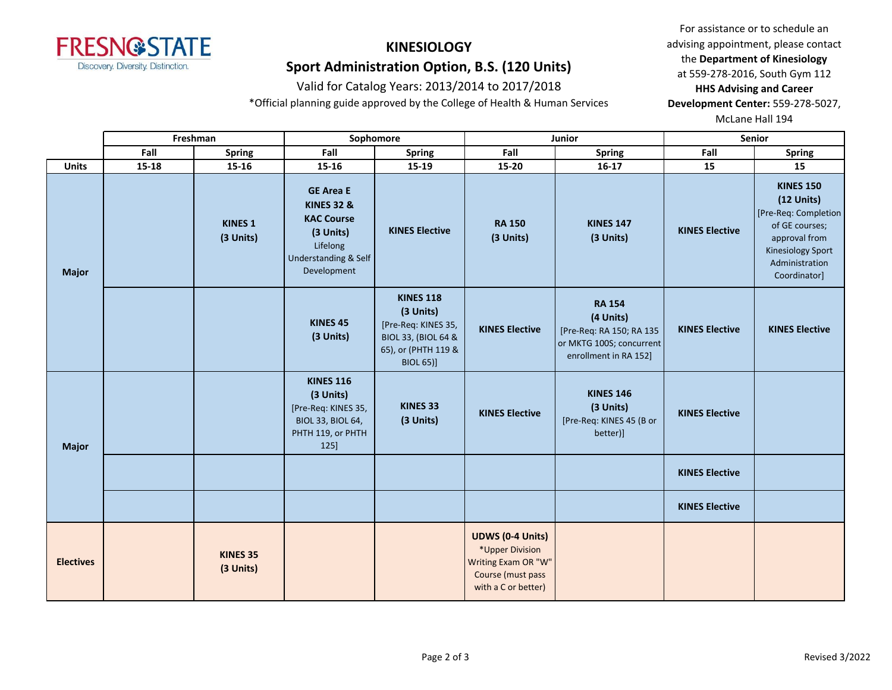# KINESIOLOGY

## Sport Administration Option, B.S. (120 Units)

Valid for Catalog Years: 2013/2014 to 2017/2018

*Official planning guide approved by the College of Health & Human Services

For assistance or to schedule an advising appointment, please contact the **Department of Kinesiology** at 559-278-2016, South Gym 112
**HHS Advising and Career Development Center:** 559-278-5027, McLane Hall 194

| | Freshman | | Sophomore | | Junior | | Senior | |
|---|---|---|---|---|---|---|---|---|
| | Fall | Spring | Fall | Spring | Fall | Spring | Fall | Spring |
| **Units** | 15-18 | 15-16 | 15-16 | 15-19 | 15-20 | 16-17 | 15 | 15 |
| **Major** | | **KINES 1 (3 Units)** | **GE Area E KINES 32 & KAC Course (3 Units)** Lifelong Understanding & Self Development | **KINES Elective** | **RA 150 (3 Units)** | **KINES 147 (3 Units)** | **KINES Elective** | **KINES 150 (12 Units)** [Pre-Req: Completion of GE courses; approval from Kinesiology Sport Administration Coordinator] |
| **Major** | | | **KINES 45 (3 Units)** | **KINES 118 (3 Units)** [Pre-Req: KINES 35, BIOL 33, (BIOL 64 & 65), or (PHTH 119 & BIOL 65)] | **KINES Elective** | **RA 154 (4 Units)** [Pre-Req: RA 150; RA 135 or MKTG 100S; concurrent enrollment in RA 152] | **KINES Elective** | **KINES Elective** |
| **Major** | | | **KINES 116 (3 Units)** [Pre-Req: KINES 35, BIOL 33, BIOL 64, PHTH 119, or PHTH 125] | **KINES 33 (3 Units)** | **KINES Elective** | **KINES 146 (3 Units)** [Pre-Req: KINES 45 (B or better)] | **KINES Elective** | |
| **Major** | | | | | | | **KINES Elective** | |
| **Major** | | | | | | | **KINES Elective** | |
| **Electives** | | **KINES 35 (3 Units)** | | | **UDWS (0-4 Units)** *Upper Division Writing Exam OR "W" Course (must pass with a C or better) | | | |

Revised 3/2022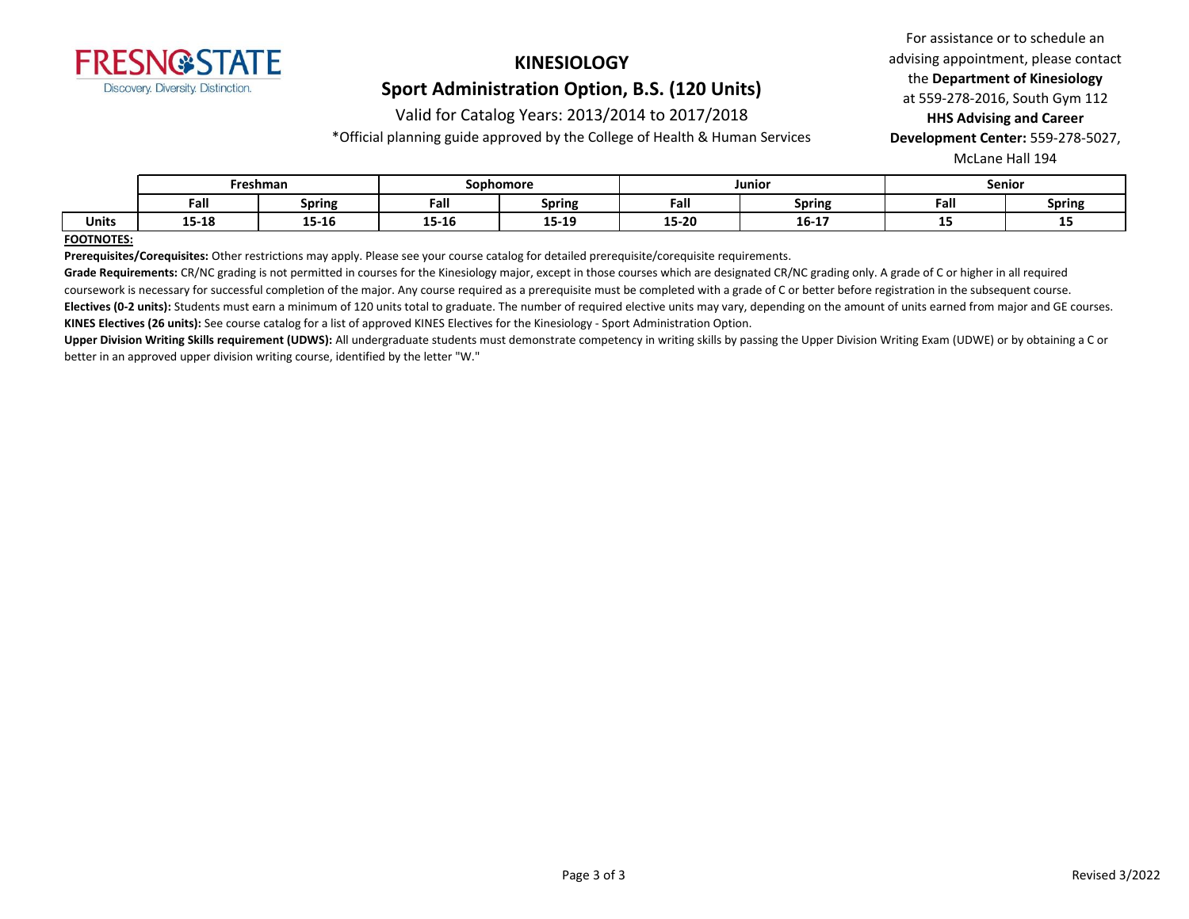# KINESIOLOGY

## Sport Administration Option, B.S. (120 Units)

Valid for Catalog Years: 2013/2014 to 2017/2018

*Official planning guide approved by the College of Health & Human Services

For assistance or to schedule an advising appointment, please contact the **Department of Kinesiology** at 559-278-2016, South Gym 112 **HHS Advising and Career Development Center:** 559-278-5027, McLane Hall 194

| | Freshman | | Sophomore | | Junior | | Senior | |
|---|---|---|---|---|---|---|---|---|
| | Fall | Spring | Fall | Spring | Fall | Spring | Fall | Spring |
| **Units** | **15-18** | **15-16** | **15-16** | **15-19** | **15-20** | **16-17** | **15** | **15** |

**FOOTNOTES:**

**Prerequisites/Corequisites:** Other restrictions may apply. Please see your course catalog for detailed prerequisite/corequisite requirements.

**Grade Requirements:** CR/NC grading is not permitted in courses for the Kinesiology major, except in those courses which are designated CR/NC grading only. A grade of C or higher in all required coursework is necessary for successful completion of the major. Any course required as a prerequisite must be completed with a grade of C or better before registration in the subsequent course.

**Electives (0-2 units):** Students must earn a minimum of 120 units total to graduate. The number of required elective units may vary, depending on the amount of units earned from major and GE courses.

**KINES Electives (26 units):** See course catalog for a list of approved KINES Electives for the Kinesiology - Sport Administration Option.

**Upper Division Writing Skills requirement (UDWS):** All undergraduate students must demonstrate competency in writing skills by passing the Upper Division Writing Exam (UDWE) or by obtaining a C or better in an approved upper division writing course, identified by the letter "W."

Revised 3/2022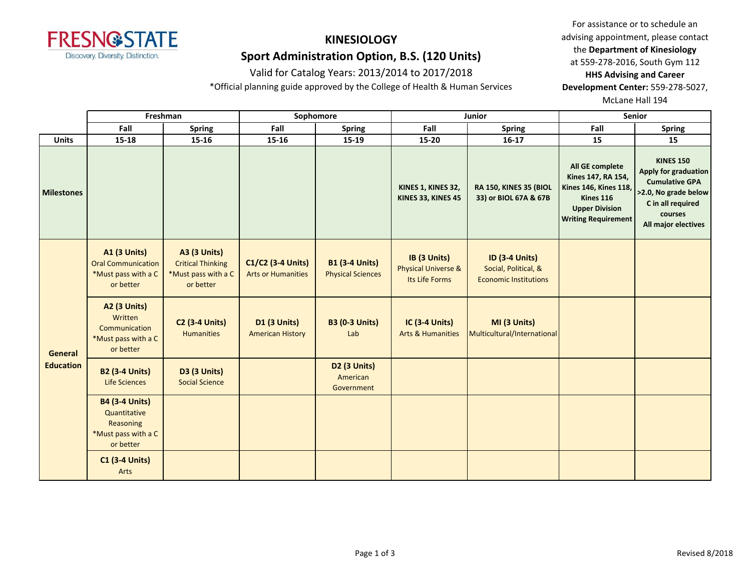# KINESIOLOGY

## Sport Administration Option, B.S. (120 Units)

Valid for Catalog Years: 2013/2014 to 2017/2018

*Official planning guide approved by the College of Health & Human Services

For assistance or to schedule an advising appointment, please contact the **Department of Kinesiology** at 559-278-2016, South Gym 112
**HHS Advising and Career Development Center:** 559-278-5027, McLane Hall 194

| | Freshman | | Sophomore | | Junior | | Senior | |
|---|---|---|---|---|---|---|---|---|
| | Fall | Spring | Fall | Spring | Fall | Spring | Fall | Spring |
| **Units** | 15-18 | 15-16 | 15-16 | 15-19 | 15-20 | 16-17 | 15 | 15 |
| **Milestones** | | | | | **KINES 1, KINES 32, KINES 33, KINES 45** | **RA 150, KINES 35 (BIOL 33) or BIOL 67A & 67B** | **All GE complete Kines 147, RA 154, Kines 146, Kines 118, Kines 116 Upper Division Writing Requirement** | **KINES 150 Apply for graduation Cumulative GPA >2.0, No grade below C in all required courses All major electives** |
| **General Education** | **A1 (3 Units)** Oral Communication *Must pass with a C or better | **A3 (3 Units)** Critical Thinking *Must pass with a C or better | **C1/C2 (3-4 Units)** Arts or Humanities | **B1 (3-4 Units)** Physical Sciences | **IB (3 Units)** Physical Universe & Its Life Forms | **ID (3-4 Units)** Social, Political, & Economic Institutions | | |
| | **A2 (3 Units)** Written Communication *Must pass with a C or better | **C2 (3-4 Units)** Humanities | **D1 (3 Units)** American History | **B3 (0-3 Units)** Lab | **IC (3-4 Units)** Arts & Humanities | **MI (3 Units)** Multicultural/International | | |
| | **B2 (3-4 Units)** Life Sciences | **D3 (3 Units)** Social Science | | **D2 (3 Units)** American Government | | | | |
| | **B4 (3-4 Units)** Quantitative Reasoning *Must pass with a C or better | | | | | | | |
| | **C1 (3-4 Units)** Arts | | | | | | | |

Revised 8/2018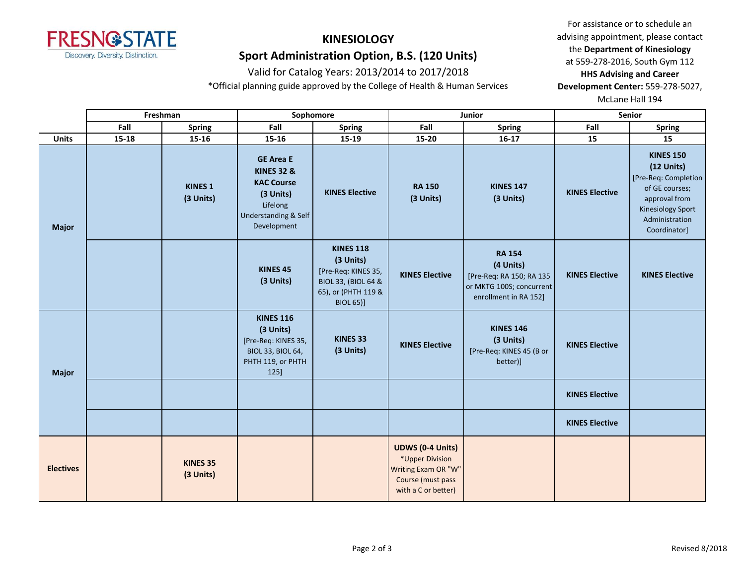**FRESNO STATE**
Discovery. Diversity. Distinction.

# KINESIOLOGY

## Sport Administration Option, B.S. (120 Units)

Valid for Catalog Years: 2013/2014 to 2017/2018

*Official planning guide approved by the College of Health & Human Services

For assistance or to schedule an advising appointment, please contact the **Department of Kinesiology** at 559-278-2016, South Gym 112
**HHS Advising and Career Development Center:** 559-278-5027, McLane Hall 194

| | Freshman | | Sophomore | | Junior | | Senior | |
|---|---|---|---|---|---|---|---|---|
| | Fall | Spring | Fall | Spring | Fall | Spring | Fall | Spring |
| **Units** | 15-18 | 15-16 | 15-16 | 15-19 | 15-20 | 16-17 | 15 | 15 |
| **Major** | | **KINES 1 (3 Units)** | **GE Area E KINES 32 & KAC Course (3 Units)** Lifelong Understanding & Self Development | **KINES Elective** | **RA 150 (3 Units)** | **KINES 147 (3 Units)** | **KINES Elective** | **KINES 150 (12 Units)** [Pre-Req: Completion of GE courses; approval from Kinesiology Sport Administration Coordinator] |
| | | | **KINES 45 (3 Units)** | **KINES 118 (3 Units)** [Pre-Req: KINES 35, BIOL 33, (BIOL 64 & 65), or (PHTH 119 & BIOL 65)] | **KINES Elective** | **RA 154 (4 Units)** [Pre-Req: RA 150; RA 135 or MKTG 100S; concurrent enrollment in RA 152] | **KINES Elective** | **KINES Elective** |
| **Major** | | | **KINES 116 (3 Units)** [Pre-Req: KINES 35, BIOL 33, BIOL 64, PHTH 119, or PHTH 125] | **KINES 33 (3 Units)** | **KINES Elective** | **KINES 146 (3 Units)** [Pre-Req: KINES 45 (B or better)] | **KINES Elective** | |
| | | | | | | | **KINES Elective** | |
| | | | | | | | **KINES Elective** | |
| **Electives** | | **KINES 35 (3 Units)** | | | **UDWS (0-4 Units)** *Upper Division Writing Exam OR "W" Course (must pass with a C or better) | | | |

Revised 8/2018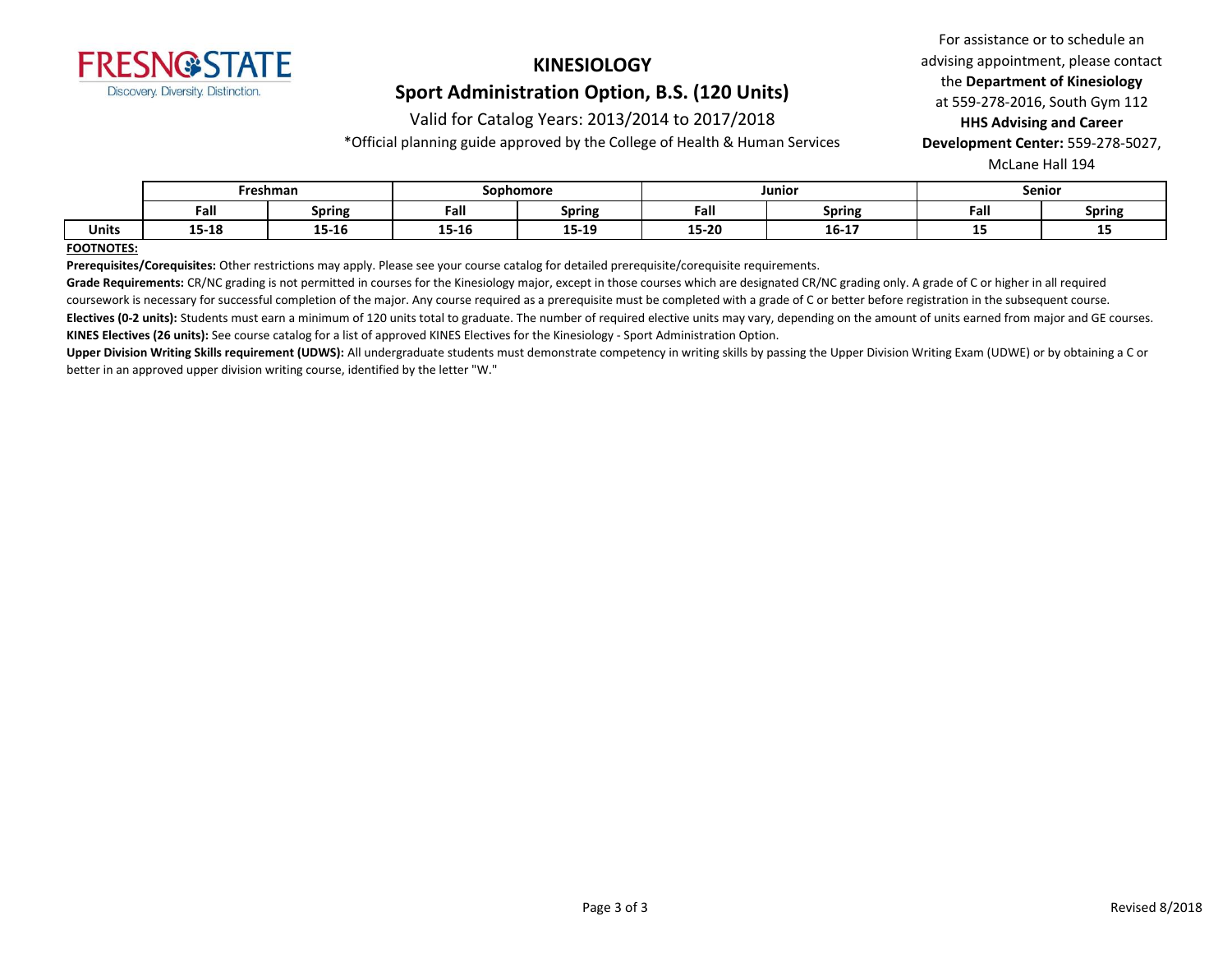# KINESIOLOGY

## Sport Administration Option, B.S. (120 Units)

Valid for Catalog Years: 2013/2014 to 2017/2018

*Official planning guide approved by the College of Health & Human Services

For assistance or to schedule an advising appointment, please contact the **Department of Kinesiology** at 559-278-2016, South Gym 112
**HHS Advising and Career Development Center:** 559-278-5027, McLane Hall 194

| | Freshman | | Sophomore | | Junior | | Senior | |
|---|---|---|---|---|---|---|---|---|
| | Fall | Spring | Fall | Spring | Fall | Spring | Fall | Spring |
| Units | 15-18 | 15-16 | 15-16 | 15-19 | 15-20 | 16-17 | 15 | 15 |

**FOOTNOTES:**

**Prerequisites/Corequisites:** Other restrictions may apply. Please see your course catalog for detailed prerequisite/corequisite requirements.

**Grade Requirements:** CR/NC grading is not permitted in courses for the Kinesiology major, except in those courses which are designated CR/NC grading only. A grade of C or higher in all required coursework is necessary for successful completion of the major. Any course required as a prerequisite must be completed with a grade of C or better before registration in the subsequent course.

**Electives (0-2 units):** Students must earn a minimum of 120 units total to graduate. The number of required elective units may vary, depending on the amount of units earned from major and GE courses.

**KINES Electives (26 units):** See course catalog for a list of approved KINES Electives for the Kinesiology - Sport Administration Option.

**Upper Division Writing Skills requirement (UDWS):** All undergraduate students must demonstrate competency in writing skills by passing the Upper Division Writing Exam (UDWE) or by obtaining a C or better in an approved upper division writing course, identified by the letter "W."

Revised 8/2018